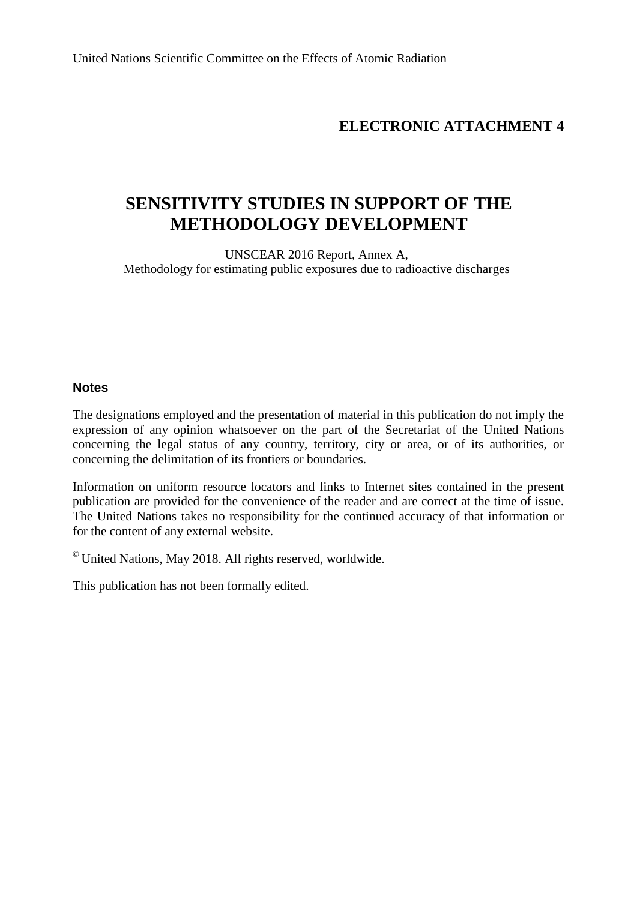United Nations Scientific Committee on the Effects of Atomic Radiation

**ELECTRONIC ATTACHMENT 4**

# SENSITIVITY STUDIES IN SUPPORT OF THE METHODOLOGY DEVELOPMENT

UNSCEAR 2016 Report, Annex A,
Methodology for estimating public exposures due to radioactive discharges

## Notes

The designations employed and the presentation of material in this publication do not imply the expression of any opinion whatsoever on the part of the Secretariat of the United Nations concerning the legal status of any country, territory, city or area, or of its authorities, or concerning the delimitation of its frontiers or boundaries.

Information on uniform resource locators and links to Internet sites contained in the present publication are provided for the convenience of the reader and are correct at the time of issue. The United Nations takes no responsibility for the continued accuracy of that information or for the content of any external website.

© United Nations, May 2018. All rights reserved, worldwide.

This publication has not been formally edited.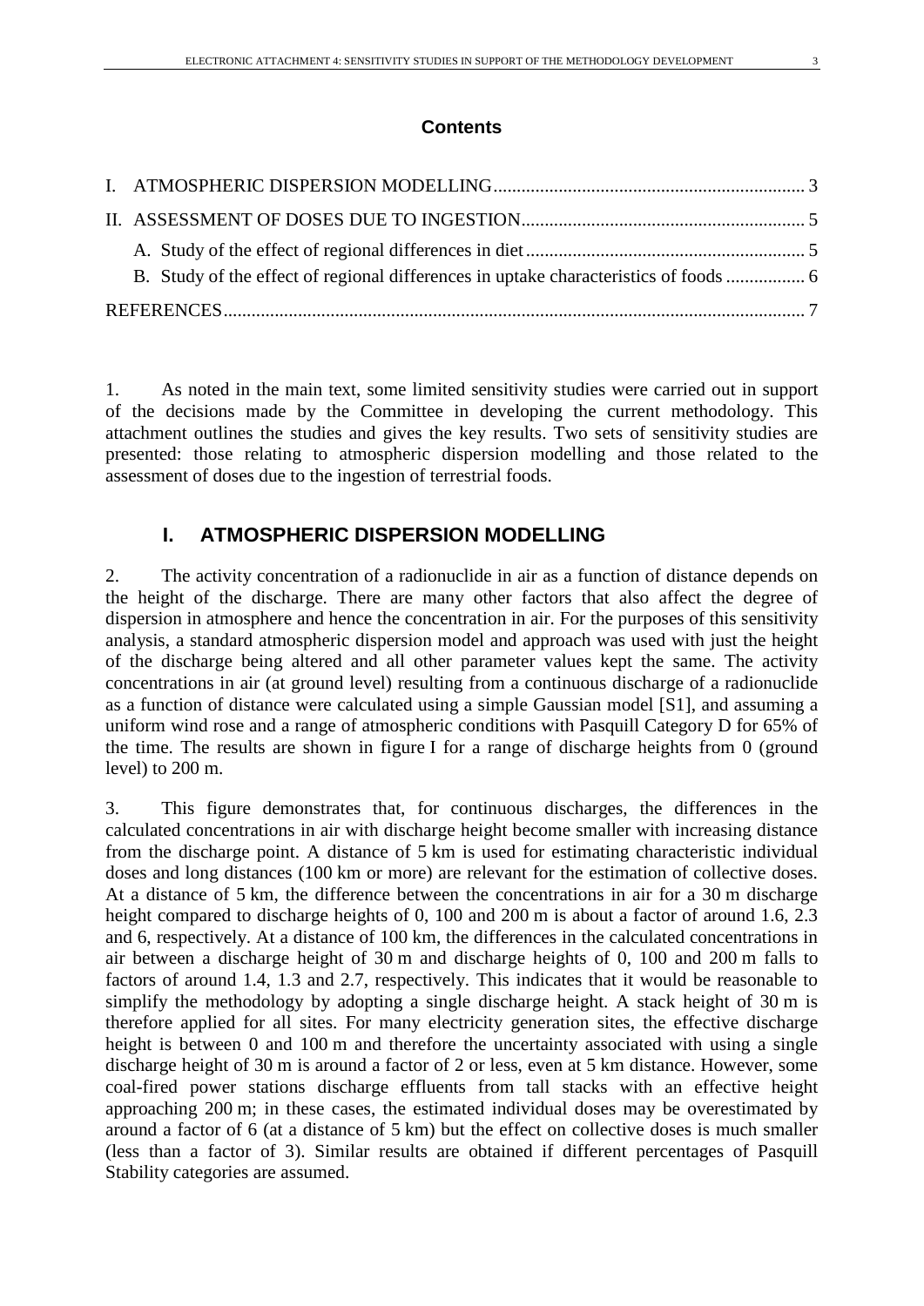## Contents

I. ATMOSPHERIC DISPERSION MODELLING ... 3

II. ASSESSMENT OF DOSES DUE TO INGESTION ... 5

- A. Study of the effect of regional differences in diet ... 5
- B. Study of the effect of regional differences in uptake characteristics of foods ... 6

REFERENCES ... 7

1. As noted in the main text, some limited sensitivity studies were carried out in support of the decisions made by the Committee in developing the current methodology. This attachment outlines the studies and gives the key results. Two sets of sensitivity studies are presented: those relating to atmospheric dispersion modelling and those related to the assessment of doses due to the ingestion of terrestrial foods.

# I. ATMOSPHERIC DISPERSION MODELLING

2. The activity concentration of a radionuclide in air as a function of distance depends on the height of the discharge. There are many other factors that also affect the degree of dispersion in atmosphere and hence the concentration in air. For the purposes of this sensitivity analysis, a standard atmospheric dispersion model and approach was used with just the height of the discharge being altered and all other parameter values kept the same. The activity concentrations in air (at ground level) resulting from a continuous discharge of a radionuclide as a function of distance were calculated using a simple Gaussian model [S1], and assuming a uniform wind rose and a range of atmospheric conditions with Pasquill Category D for 65% of the time. The results are shown in figure I for a range of discharge heights from 0 (ground level) to 200 m.

3. This figure demonstrates that, for continuous discharges, the differences in the calculated concentrations in air with discharge height become smaller with increasing distance from the discharge point. A distance of 5 km is used for estimating characteristic individual doses and long distances (100 km or more) are relevant for the estimation of collective doses. At a distance of 5 km, the difference between the concentrations in air for a 30 m discharge height compared to discharge heights of 0, 100 and 200 m is about a factor of around 1.6, 2.3 and 6, respectively. At a distance of 100 km, the differences in the calculated concentrations in air between a discharge height of 30 m and discharge heights of 0, 100 and 200 m falls to factors of around 1.4, 1.3 and 2.7, respectively. This indicates that it would be reasonable to simplify the methodology by adopting a single discharge height. A stack height of 30 m is therefore applied for all sites. For many electricity generation sites, the effective discharge height is between 0 and 100 m and therefore the uncertainty associated with using a single discharge height of 30 m is around a factor of 2 or less, even at 5 km distance. However, some coal-fired power stations discharge effluents from tall stacks with an effective height approaching 200 m; in these cases, the estimated individual doses may be overestimated by around a factor of 6 (at a distance of 5 km) but the effect on collective doses is much smaller (less than a factor of 3). Similar results are obtained if different percentages of Pasquill Stability categories are assumed.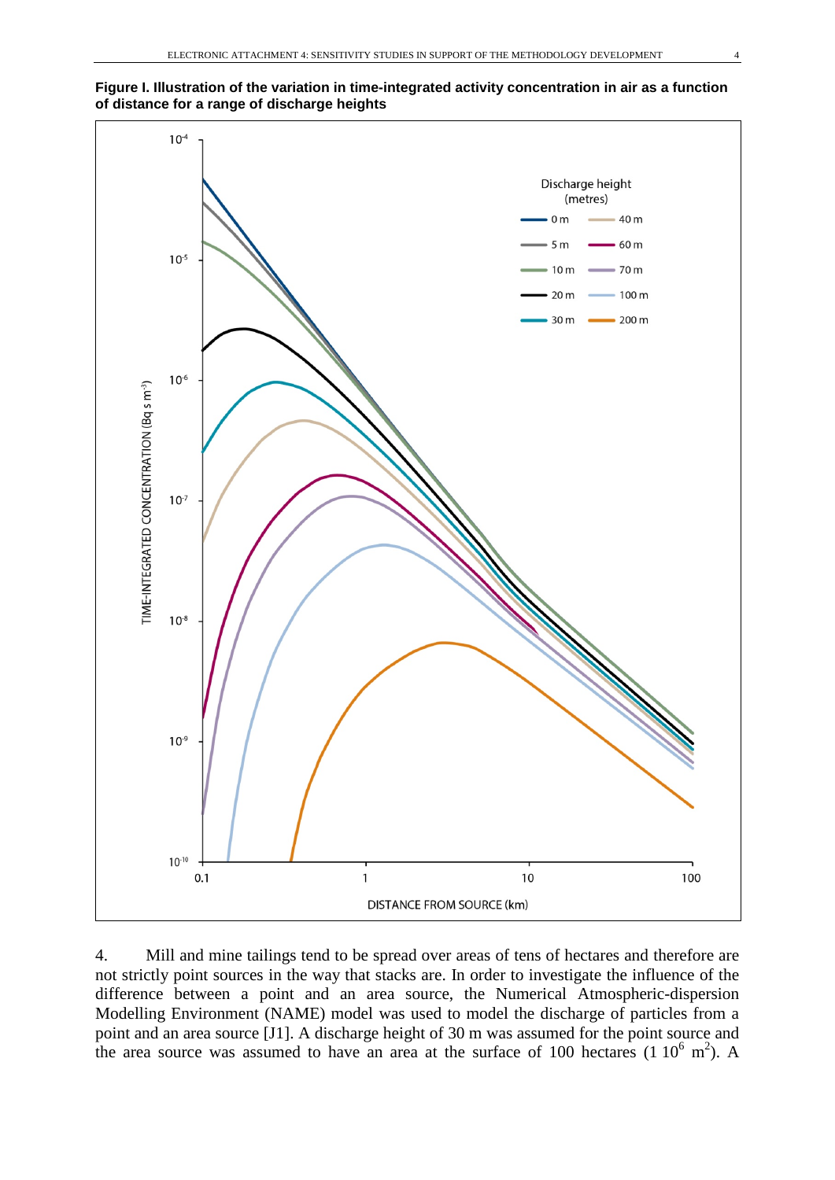**Figure I. Illustration of the variation in time-integrated activity concentration in air as a function of distance for a range of discharge heights**

4. Mill and mine tailings tend to be spread over areas of tens of hectares and therefore are not strictly point sources in the way that stacks are. In order to investigate the influence of the difference between a point and an area source, the Numerical Atmospheric-dispersion Modelling Environment (NAME) model was used to model the discharge of particles from a point and an area source [J1]. A discharge height of 30 m was assumed for the point source and the area source was assumed to have an area at the surface of 100 hectares ($1\ 10^6\ m^2$). A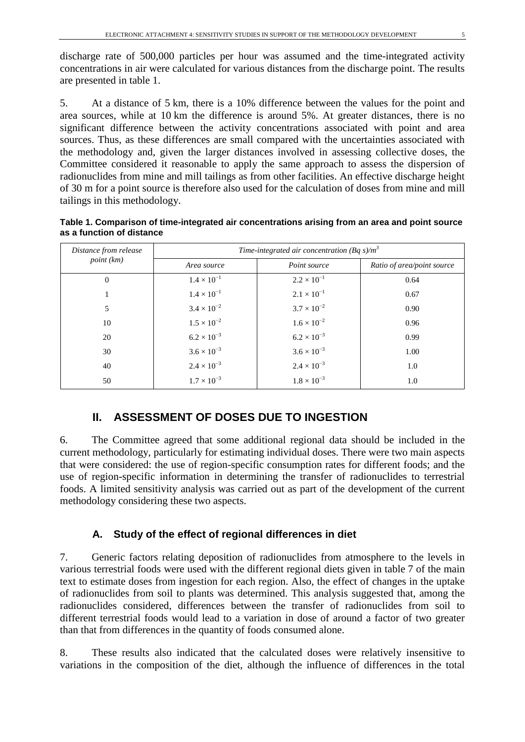discharge rate of 500,000 particles per hour was assumed and the time-integrated activity concentrations in air were calculated for various distances from the discharge point. The results are presented in table 1.

5. At a distance of 5 km, there is a 10% difference between the values for the point and area sources, while at 10 km the difference is around 5%. At greater distances, there is no significant difference between the activity concentrations associated with point and area sources. Thus, as these differences are small compared with the uncertainties associated with the methodology and, given the larger distances involved in assessing collective doses, the Committee considered it reasonable to apply the same approach to assess the dispersion of radionuclides from mine and mill tailings as from other facilities. An effective discharge height of 30 m for a point source is therefore also used for the calculation of doses from mine and mill tailings in this methodology.

**Table 1. Comparison of time-integrated air concentrations arising from an area and point source as a function of distance**

| *Distance from release point (km)* | *Time-integrated air concentration (Bq s)/m$^3$* | | |
|---|---|---|---|
| | *Area source* | *Point source* | *Ratio of area/point source* |
| 0 | $1.4 \times 10^{-1}$ | $2.2 \times 10^{-1}$ | 0.64 |
| 1 | $1.4 \times 10^{-1}$ | $2.1 \times 10^{-1}$ | 0.67 |
| 5 | $3.4 \times 10^{-2}$ | $3.7 \times 10^{-2}$ | 0.90 |
| 10 | $1.5 \times 10^{-2}$ | $1.6 \times 10^{-2}$ | 0.96 |
| 20 | $6.2 \times 10^{-3}$ | $6.2 \times 10^{-3}$ | 0.99 |
| 30 | $3.6 \times 10^{-3}$ | $3.6 \times 10^{-3}$ | 1.00 |
| 40 | $2.4 \times 10^{-3}$ | $2.4 \times 10^{-3}$ | 1.0 |
| 50 | $1.7 \times 10^{-3}$ | $1.8 \times 10^{-3}$ | 1.0 |

## II. ASSESSMENT OF DOSES DUE TO INGESTION

6. The Committee agreed that some additional regional data should be included in the current methodology, particularly for estimating individual doses. There were two main aspects that were considered: the use of region-specific consumption rates for different foods; and the use of region-specific information in determining the transfer of radionuclides to terrestrial foods. A limited sensitivity analysis was carried out as part of the development of the current methodology considering these two aspects.

### A. Study of the effect of regional differences in diet

7. Generic factors relating deposition of radionuclides from atmosphere to the levels in various terrestrial foods were used with the different regional diets given in table 7 of the main text to estimate doses from ingestion for each region. Also, the effect of changes in the uptake of radionuclides from soil to plants was determined. This analysis suggested that, among the radionuclides considered, differences between the transfer of radionuclides from soil to different terrestrial foods would lead to a variation in dose of around a factor of two greater than that from differences in the quantity of foods consumed alone.

8. These results also indicated that the calculated doses were relatively insensitive to variations in the composition of the diet, although the influence of differences in the total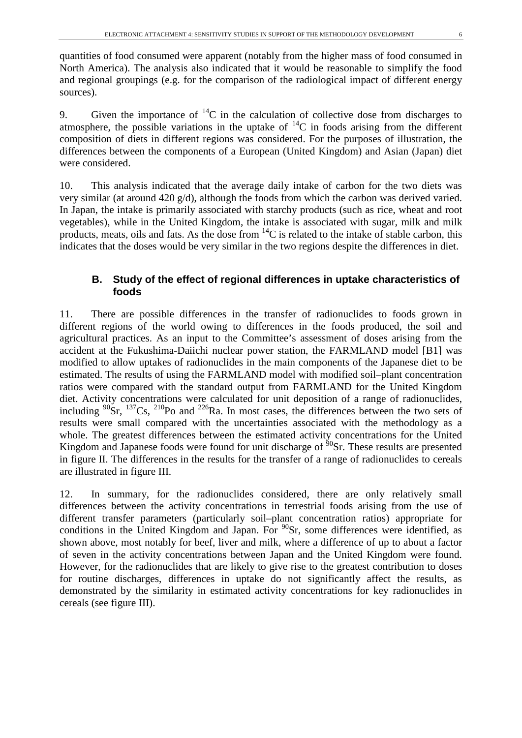quantities of food consumed were apparent (notably from the higher mass of food consumed in North America). The analysis also indicated that it would be reasonable to simplify the food and regional groupings (e.g. for the comparison of the radiological impact of different energy sources).

9. Given the importance of $^{14}C$ in the calculation of collective dose from discharges to atmosphere, the possible variations in the uptake of $^{14}C$ in foods arising from the different composition of diets in different regions was considered. For the purposes of illustration, the differences between the components of a European (United Kingdom) and Asian (Japan) diet were considered.

10. This analysis indicated that the average daily intake of carbon for the two diets was very similar (at around 420 g/d), although the foods from which the carbon was derived varied. In Japan, the intake is primarily associated with starchy products (such as rice, wheat and root vegetables), while in the United Kingdom, the intake is associated with sugar, milk and milk products, meats, oils and fats. As the dose from $^{14}C$ is related to the intake of stable carbon, this indicates that the doses would be very similar in the two regions despite the differences in diet.

### B. Study of the effect of regional differences in uptake characteristics of foods

11. There are possible differences in the transfer of radionuclides to foods grown in different regions of the world owing to differences in the foods produced, the soil and agricultural practices. As an input to the Committee's assessment of doses arising from the accident at the Fukushima-Daiichi nuclear power station, the FARMLAND model [B1] was modified to allow uptakes of radionuclides in the main components of the Japanese diet to be estimated. The results of using the FARMLAND model with modified soil–plant concentration ratios were compared with the standard output from FARMLAND for the United Kingdom diet. Activity concentrations were calculated for unit deposition of a range of radionuclides, including $^{90}Sr$, $^{137}Cs$, $^{210}Po$ and $^{226}Ra$. In most cases, the differences between the two sets of results were small compared with the uncertainties associated with the methodology as a whole. The greatest differences between the estimated activity concentrations for the United Kingdom and Japanese foods were found for unit discharge of $^{90}Sr$. These results are presented in figure II. The differences in the results for the transfer of a range of radionuclides to cereals are illustrated in figure III.

12. In summary, for the radionuclides considered, there are only relatively small differences between the activity concentrations in terrestrial foods arising from the use of different transfer parameters (particularly soil–plant concentration ratios) appropriate for conditions in the United Kingdom and Japan. For $^{90}Sr$, some differences were identified, as shown above, most notably for beef, liver and milk, where a difference of up to about a factor of seven in the activity concentrations between Japan and the United Kingdom were found. However, for the radionuclides that are likely to give rise to the greatest contribution to doses for routine discharges, differences in uptake do not significantly affect the results, as demonstrated by the similarity in estimated activity concentrations for key radionuclides in cereals (see figure III).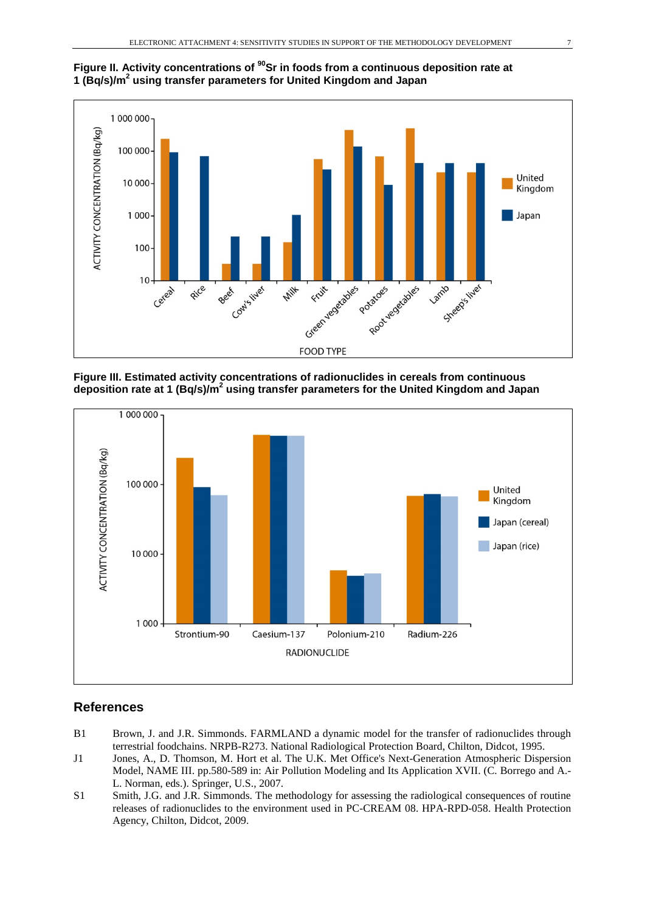**Figure II. Activity concentrations of $^{90}$Sr in foods from a continuous deposition rate at 1 (Bq/s)/m$^2$ using transfer parameters for United Kingdom and Japan**

ACTIVITY CONCENTRATION (Bq/kg)

1 000 000
100 000
10 000
1 000
100
10

Cereal
Rice
Beef
Cow's liver
Milk
Fruit
Green vegetables
Potatoes
Root vegetables
Lamb
Sheep's liver

FOOD TYPE

United Kingdom
Japan

**Figure III. Estimated activity concentrations of radionuclides in cereals from continuous deposition rate at 1 (Bq/s)/m$^2$ using transfer parameters for the United Kingdom and Japan**

ACTIVITY CONCENTRATION (Bq/kg)

1 000 000
100 000
10 000
1 000

Strontium-90
Caesium-137
Polonium-210
Radium-226

RADIONUCLIDE

United Kingdom
Japan (cereal)
Japan (rice)

## References

B1 Brown, J. and J.R. Simmonds. FARMLAND a dynamic model for the transfer of radionuclides through terrestrial foodchains. NRPB-R273. National Radiological Protection Board, Chilton, Didcot, 1995.

J1 Jones, A., D. Thomson, M. Hort et al. The U.K. Met Office's Next-Generation Atmospheric Dispersion Model, NAME III. pp.580-589 in: Air Pollution Modeling and Its Application XVII. (C. Borrego and A.-L. Norman, eds.). Springer, U.S., 2007.

S1 Smith, J.G. and J.R. Simmonds. The methodology for assessing the radiological consequences of routine releases of radionuclides to the environment used in PC-CREAM 08. HPA-RPD-058. Health Protection Agency, Chilton, Didcot, 2009.